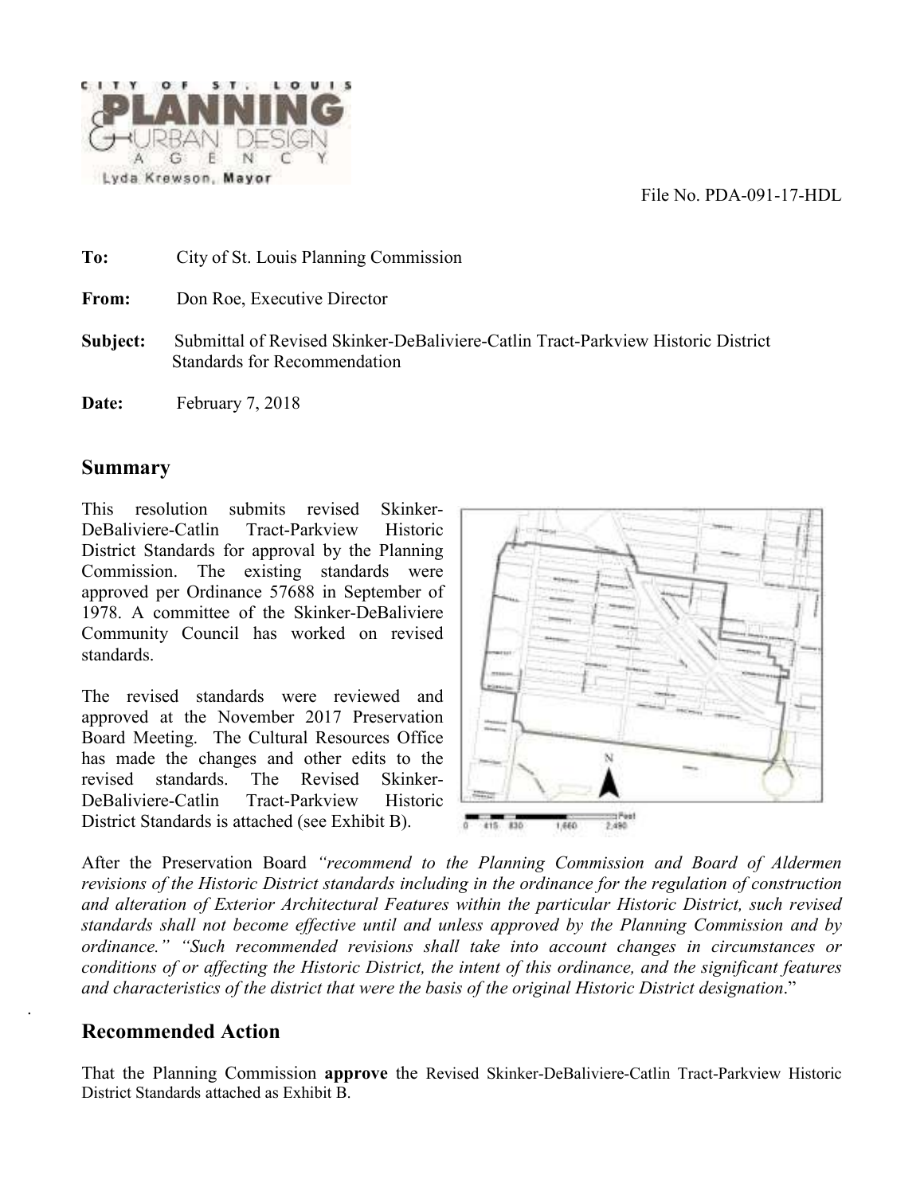CITY OF ST. LOUIS PLANNING & URBAN DESIGN AGENCY

Lyda Krewson, Mayor

File No. PDA-091-17-HDL

**To:** City of St. Louis Planning Commission

**From:** Don Roe, Executive Director

**Subject:** Submittal of Revised Skinker-DeBaliviere-Catlin Tract-Parkview Historic District Standards for Recommendation

**Date:** February 7, 2018

## Summary

This resolution submits revised Skinker-DeBaliviere-Catlin Tract-Parkview Historic District Standards for approval by the Planning Commission. The existing standards were approved per Ordinance 57688 in September of 1978. A committee of the Skinker-DeBaliviere Community Council has worked on revised standards.

The revised standards were reviewed and approved at the November 2017 Preservation Board Meeting. The Cultural Resources Office has made the changes and other edits to the revised standards. The Revised Skinker-DeBaliviere-Catlin Tract-Parkview Historic District Standards is attached (see Exhibit B).

After the Preservation Board *"recommend to the Planning Commission and Board of Aldermen revisions of the Historic District standards including in the ordinance for the regulation of construction and alteration of Exterior Architectural Features within the particular Historic District, such revised standards shall not become effective until and unless approved by the Planning Commission and by ordinance." "Such recommended revisions shall take into account changes in circumstances or conditions of or affecting the Historic District, the intent of this ordinance, and the significant features and characteristics of the district that were the basis of the original Historic District designation*."

## Recommended Action

That the Planning Commission **approve** the Revised Skinker-DeBaliviere-Catlin Tract-Parkview Historic District Standards attached as Exhibit B.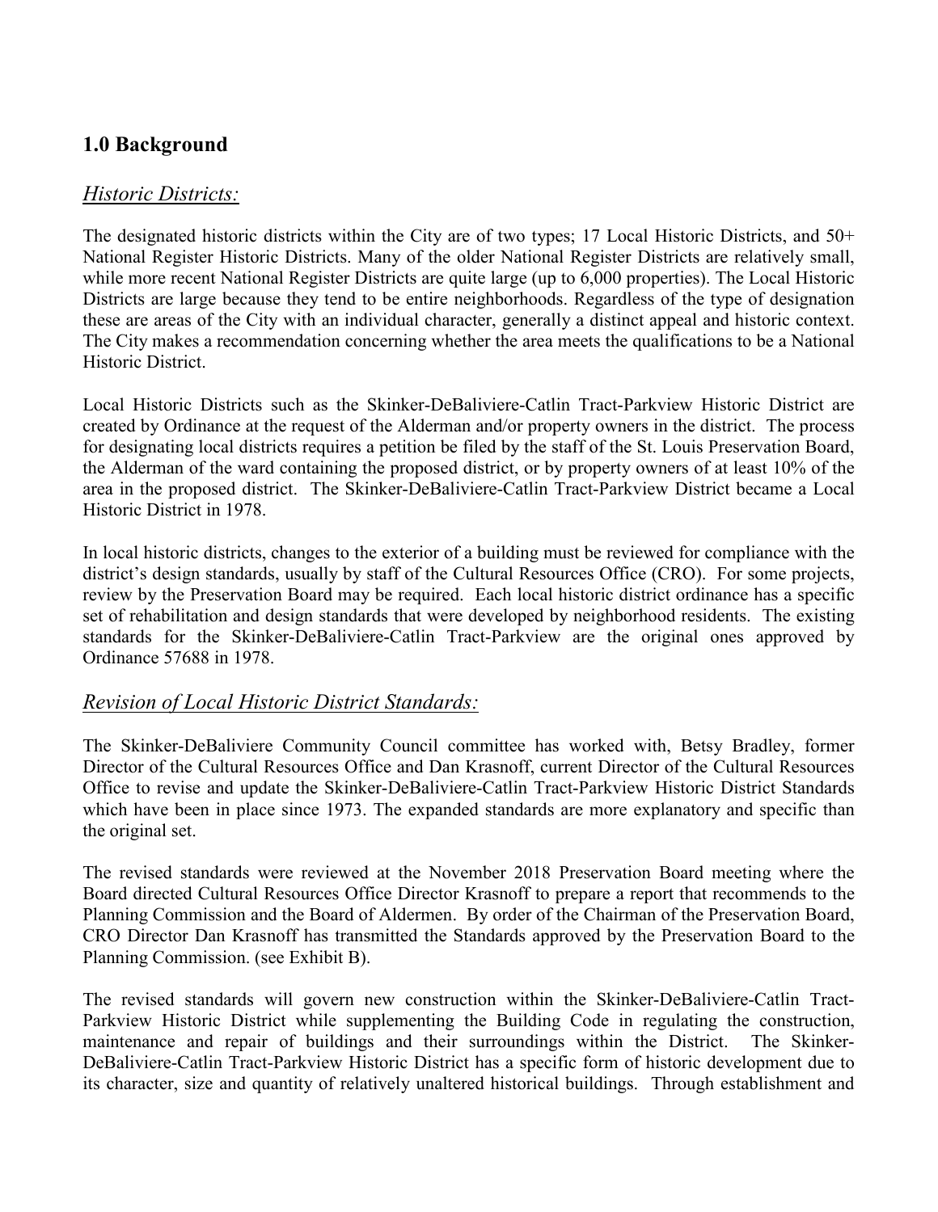## 1.0 Background

### *Historic Districts:*

The designated historic districts within the City are of two types; 17 Local Historic Districts, and 50+ National Register Historic Districts. Many of the older National Register Districts are relatively small, while more recent National Register Districts are quite large (up to 6,000 properties). The Local Historic Districts are large because they tend to be entire neighborhoods. Regardless of the type of designation these are areas of the City with an individual character, generally a distinct appeal and historic context. The City makes a recommendation concerning whether the area meets the qualifications to be a National Historic District.

Local Historic Districts such as the Skinker-DeBaliviere-Catlin Tract-Parkview Historic District are created by Ordinance at the request of the Alderman and/or property owners in the district. The process for designating local districts requires a petition be filed by the staff of the St. Louis Preservation Board, the Alderman of the ward containing the proposed district, or by property owners of at least 10% of the area in the proposed district. The Skinker-DeBaliviere-Catlin Tract-Parkview District became a Local Historic District in 1978.

In local historic districts, changes to the exterior of a building must be reviewed for compliance with the district's design standards, usually by staff of the Cultural Resources Office (CRO). For some projects, review by the Preservation Board may be required. Each local historic district ordinance has a specific set of rehabilitation and design standards that were developed by neighborhood residents. The existing standards for the Skinker-DeBaliviere-Catlin Tract-Parkview are the original ones approved by Ordinance 57688 in 1978.

### *Revision of Local Historic District Standards:*

The Skinker-DeBaliviere Community Council committee has worked with, Betsy Bradley, former Director of the Cultural Resources Office and Dan Krasnoff, current Director of the Cultural Resources Office to revise and update the Skinker-DeBaliviere-Catlin Tract-Parkview Historic District Standards which have been in place since 1973. The expanded standards are more explanatory and specific than the original set.

The revised standards were reviewed at the November 2018 Preservation Board meeting where the Board directed Cultural Resources Office Director Krasnoff to prepare a report that recommends to the Planning Commission and the Board of Aldermen. By order of the Chairman of the Preservation Board, CRO Director Dan Krasnoff has transmitted the Standards approved by the Preservation Board to the Planning Commission. (see Exhibit B).

The revised standards will govern new construction within the Skinker-DeBaliviere-Catlin Tract-Parkview Historic District while supplementing the Building Code in regulating the construction, maintenance and repair of buildings and their surroundings within the District. The Skinker-DeBaliviere-Catlin Tract-Parkview Historic District has a specific form of historic development due to its character, size and quantity of relatively unaltered historical buildings. Through establishment and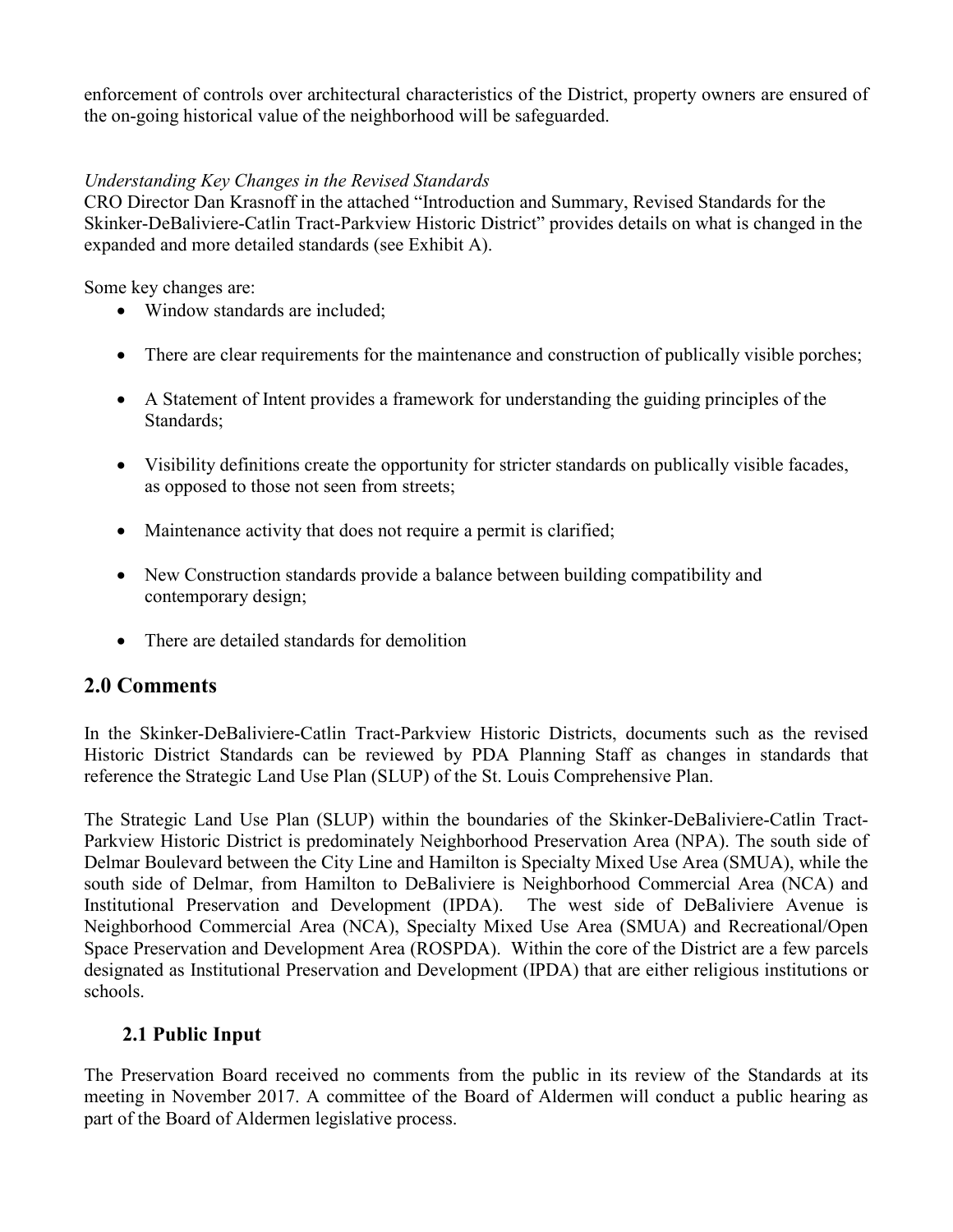enforcement of controls over architectural characteristics of the District, property owners are ensured of the on-going historical value of the neighborhood will be safeguarded.

*Understanding Key Changes in the Revised Standards*
CRO Director Dan Krasnoff in the attached "Introduction and Summary, Revised Standards for the Skinker-DeBaliviere-Catlin Tract-Parkview Historic District" provides details on what is changed in the expanded and more detailed standards (see Exhibit A).

Some key changes are:

- Window standards are included;
- There are clear requirements for the maintenance and construction of publically visible porches;
- A Statement of Intent provides a framework for understanding the guiding principles of the Standards;
- Visibility definitions create the opportunity for stricter standards on publically visible facades, as opposed to those not seen from streets;
- Maintenance activity that does not require a permit is clarified;
- New Construction standards provide a balance between building compatibility and contemporary design;
- There are detailed standards for demolition

## 2.0 Comments

In the Skinker-DeBaliviere-Catlin Tract-Parkview Historic Districts, documents such as the revised Historic District Standards can be reviewed by PDA Planning Staff as changes in standards that reference the Strategic Land Use Plan (SLUP) of the St. Louis Comprehensive Plan.

The Strategic Land Use Plan (SLUP) within the boundaries of the Skinker-DeBaliviere-Catlin Tract-Parkview Historic District is predominately Neighborhood Preservation Area (NPA). The south side of Delmar Boulevard between the City Line and Hamilton is Specialty Mixed Use Area (SMUA), while the south side of Delmar, from Hamilton to DeBaliviere is Neighborhood Commercial Area (NCA) and Institutional Preservation and Development (IPDA). The west side of DeBaliviere Avenue is Neighborhood Commercial Area (NCA), Specialty Mixed Use Area (SMUA) and Recreational/Open Space Preservation and Development Area (ROSPDA). Within the core of the District are a few parcels designated as Institutional Preservation and Development (IPDA) that are either religious institutions or schools.

### 2.1 Public Input

The Preservation Board received no comments from the public in its review of the Standards at its meeting in November 2017. A committee of the Board of Aldermen will conduct a public hearing as part of the Board of Aldermen legislative process.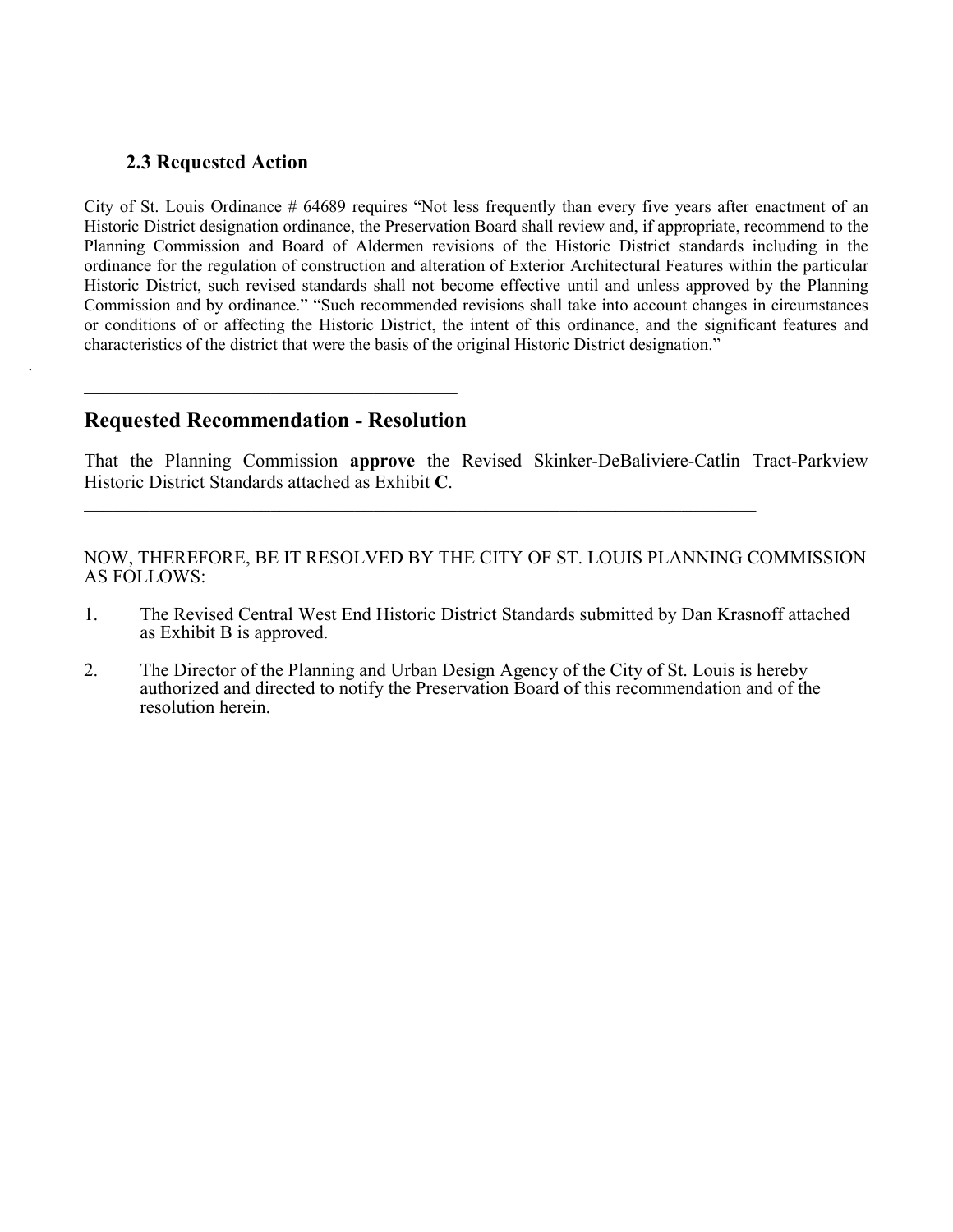### 2.3 Requested Action

City of St. Louis Ordinance # 64689 requires "Not less frequently than every five years after enactment of an Historic District designation ordinance, the Preservation Board shall review and, if appropriate, recommend to the Planning Commission and Board of Aldermen revisions of the Historic District standards including in the ordinance for the regulation of construction and alteration of Exterior Architectural Features within the particular Historic District, such revised standards shall not become effective until and unless approved by the Planning Commission and by ordinance." "Such recommended revisions shall take into account changes in circumstances or conditions of or affecting the Historic District, the intent of this ordinance, and the significant features and characteristics of the district that were the basis of the original Historic District designation."

---

## Requested Recommendation - Resolution

That the Planning Commission **approve** the Revised Skinker-DeBaliviere-Catlin Tract-Parkview Historic District Standards attached as Exhibit **C**.

---

NOW, THEREFORE, BE IT RESOLVED BY THE CITY OF ST. LOUIS PLANNING COMMISSION AS FOLLOWS:

1. The Revised Central West End Historic District Standards submitted by Dan Krasnoff attached as Exhibit B is approved.

2. The Director of the Planning and Urban Design Agency of the City of St. Louis is hereby authorized and directed to notify the Preservation Board of this recommendation and of the resolution herein.